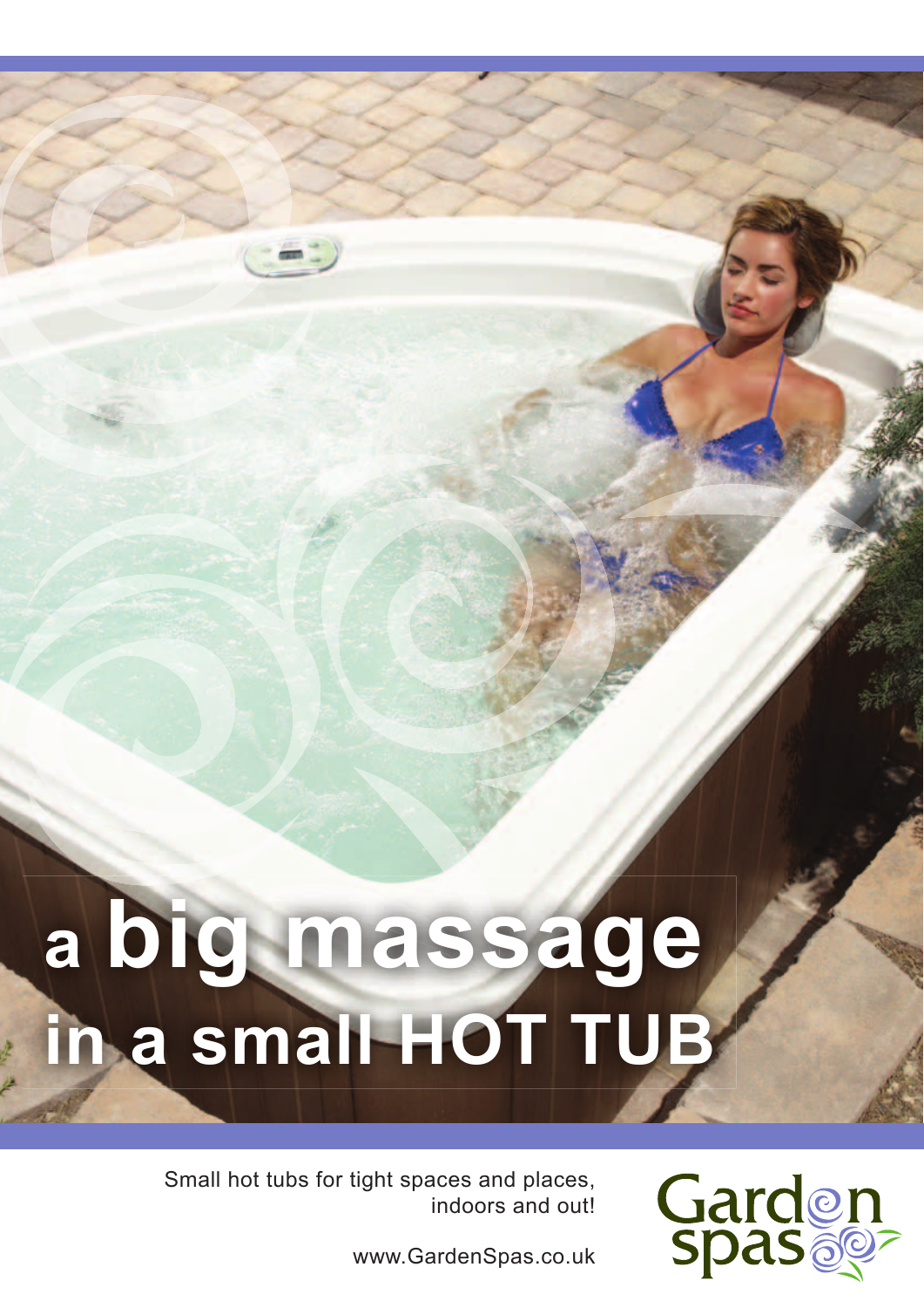# a big massage in a small HOT TUB

Small hot tubs for tight spaces and places, indoors and out!

www.GardenSpas.co.uk

Garden spas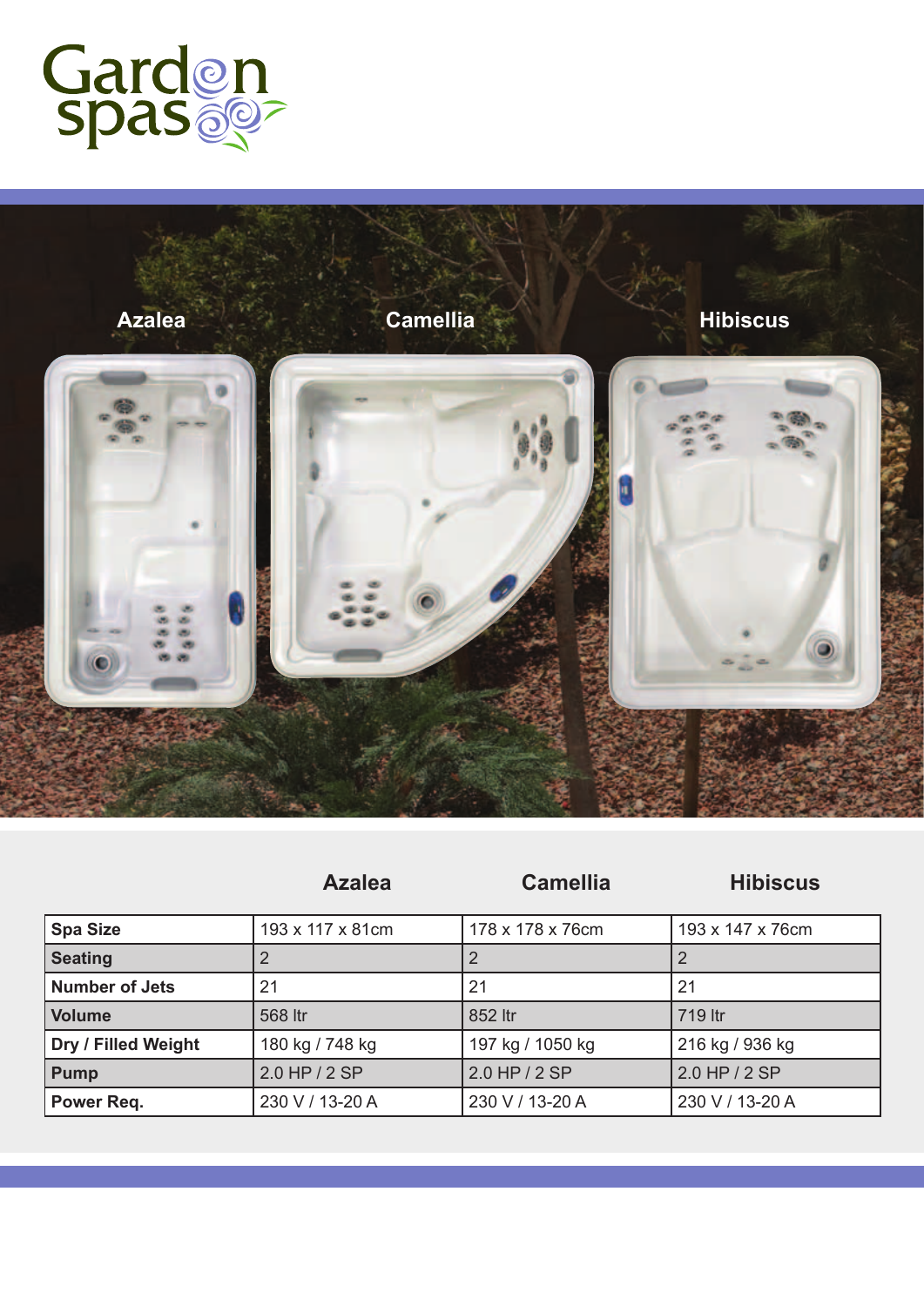Garden spas

Azalea

Camellia

Hibiscus

| | Azalea | Camellia | Hibiscus |
|---|---|---|---|
| **Spa Size** | 193 x 117 x 81cm | 178 x 178 x 76cm | 193 x 147 x 76cm |
| **Seating** | 2 | 2 | 2 |
| **Number of Jets** | 21 | 21 | 21 |
| **Volume** | 568 ltr | 852 ltr | 719 ltr |
| **Dry / Filled Weight** | 180 kg / 748 kg | 197 kg / 1050 kg | 216 kg / 936 kg |
| **Pump** | 2.0 HP / 2 SP | 2.0 HP / 2 SP | 2.0 HP / 2 SP |
| **Power Req.** | 230 V / 13-20 A | 230 V / 13-20 A | 230 V / 13-20 A |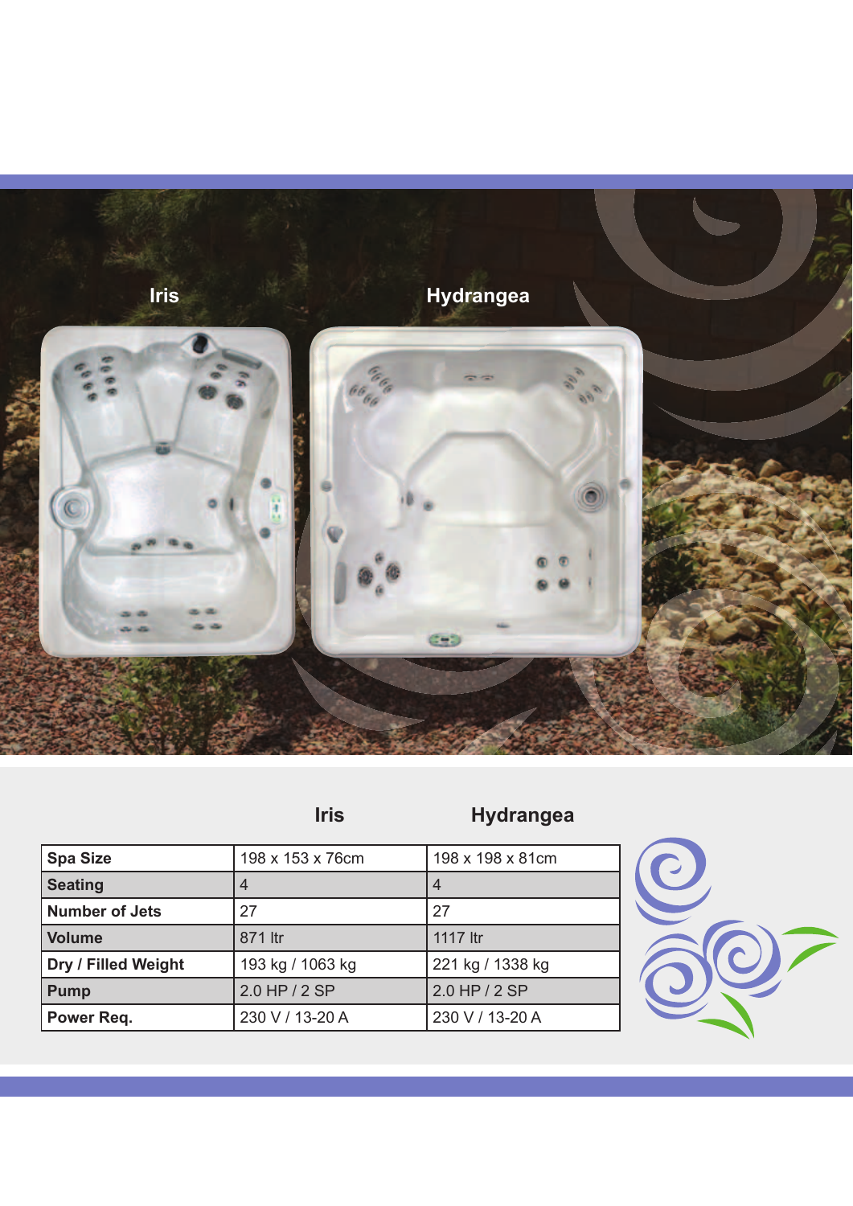Iris

Hydrangea

| | Iris | Hydrangea |
|---|---|---|
| **Spa Size** | 198 x 153 x 76cm | 198 x 198 x 81cm |
| **Seating** | 4 | 4 |
| **Number of Jets** | 27 | 27 |
| **Volume** | 871 ltr | 1117 ltr |
| **Dry / Filled Weight** | 193 kg / 1063 kg | 221 kg / 1338 kg |
| **Pump** | 2.0 HP / 2 SP | 2.0 HP / 2 SP |
| **Power Req.** | 230 V / 13-20 A | 230 V / 13-20 A |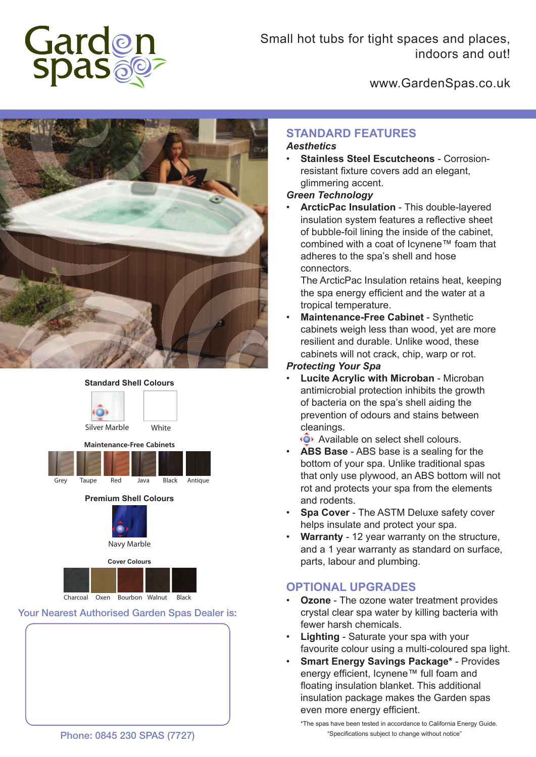Small hot tubs for tight spaces and places, indoors and out!

www.GardenSpas.co.uk

Standard Shell Colours

Silver Marble
White

Maintenance-Free Cabinets

Grey
Taupe
Red
Java
Black
Antique

Premium Shell Colours

Navy Marble

Cover Colours

Charcoal
Oxen
Bourbon
Walnut
Black

Your Nearest Authorised Garden Spas Dealer is:

Phone: 0845 230 SPAS (7727)

## STANDARD FEATURES

### *Aesthetics*

- **Stainless Steel Escutcheons** - Corrosion-resistant fixture covers add an elegant, glimmering accent.

### *Green Technology*

- **ArcticPac Insulation** - This double-layered insulation system features a reflective sheet of bubble-foil lining the inside of the cabinet, combined with a coat of Icynene™ foam that adheres to the spa's shell and hose connectors.
  The ArcticPac Insulation retains heat, keeping the spa energy efficient and the water at a tropical temperature.
- **Maintenance-Free Cabinet** - Synthetic cabinets weigh less than wood, yet are more resilient and durable. Unlike wood, these cabinets will not crack, chip, warp or rot.

### *Protecting Your Spa*

- **Lucite Acrylic with Microban** - Microban antimicrobial protection inhibits the growth of bacteria on the spa's shell aiding the prevention of odours and stains between cleanings.
  Available on select shell colours.
- **ABS Base** - ABS base is a sealing for the bottom of your spa. Unlike traditional spas that only use plywood, an ABS bottom will not rot and protects your spa from the elements and rodents.
- **Spa Cover** - The ASTM Deluxe safety cover helps insulate and protect your spa.
- **Warranty** - 12 year warranty on the structure, and a 1 year warranty as standard on surface, parts, labour and plumbing.

## OPTIONAL UPGRADES

- **Ozone** - The ozone water treatment provides crystal clear spa water by killing bacteria with fewer harsh chemicals.
- **Lighting** - Saturate your spa with your favourite colour using a multi-coloured spa light.
- **Smart Energy Savings Package*** - Provides energy efficient, Icynene™ full foam and floating insulation blanket. This additional insulation package makes the Garden spas even more energy efficient.

*The spas have been tested in accordance to California Energy Guide.
"Specifications subject to change without notice"